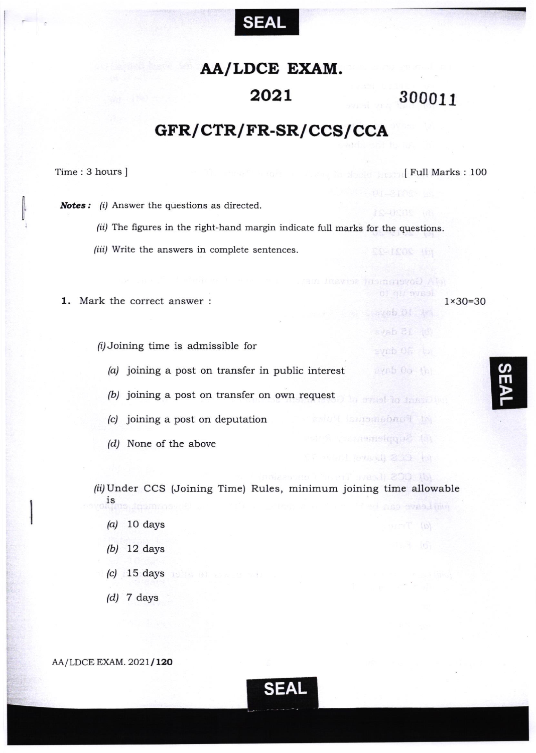# AA/LDCE EXAM.

## 2021

300011

## GFR/CTR/FR-SR/CCS/CCA

Time : 3 hours ] [ Full Marks : 100

***Notes :*** *(i)* Answer the questions as directed.

*(ii)* The figures in the right-hand margin indicate full marks for the questions.

*(iii)* Write the answers in complete sentences.

**1.** Mark the correct answer : 1×30=30

*(i)* Joining time is admissible for

*(a)* joining a post on transfer in public interest

*(b)* joining a post on transfer on own request

*(c)* joining a post on deputation

*(d)* None of the above

*(ii)* Under CCS (Joining Time) Rules, minimum joining time allowable is

*(a)* 10 days

*(b)* 12 days

*(c)* 15 days

*(d)* 7 days

AA/LDCE EXAM. 2021/**120**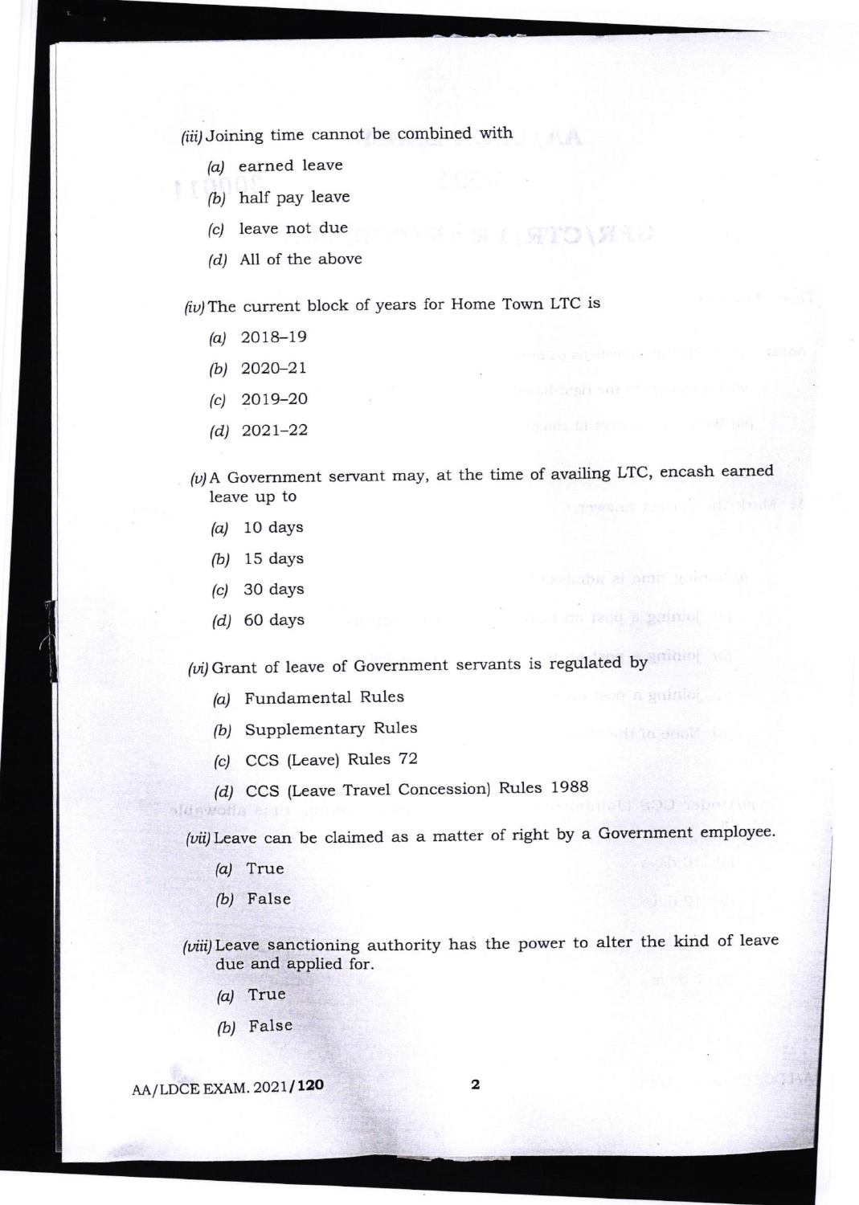*(iii)* Joining time cannot be combined with

*(a)* earned leave

*(b)* half pay leave

*(c)* leave not due

*(d)* All of the above

*(iv)* The current block of years for Home Town LTC is

*(a)* 2018–19

*(b)* 2020–21

*(c)* 2019–20

*(d)* 2021–22

*(v)* A Government servant may, at the time of availing LTC, encash earned leave up to

*(a)* 10 days

*(b)* 15 days

*(c)* 30 days

*(d)* 60 days

*(vi)* Grant of leave of Government servants is regulated by

*(a)* Fundamental Rules

*(b)* Supplementary Rules

*(c)* CCS (Leave) Rules 72

*(d)* CCS (Leave Travel Concession) Rules 1988

*(vii)* Leave can be claimed as a matter of right by a Government employee.

*(a)* True

*(b)* False

*(viii)* Leave sanctioning authority has the power to alter the kind of leave due and applied for.

*(a)* True

*(b)* False

AA/LDCE EXAM. 2021/**120**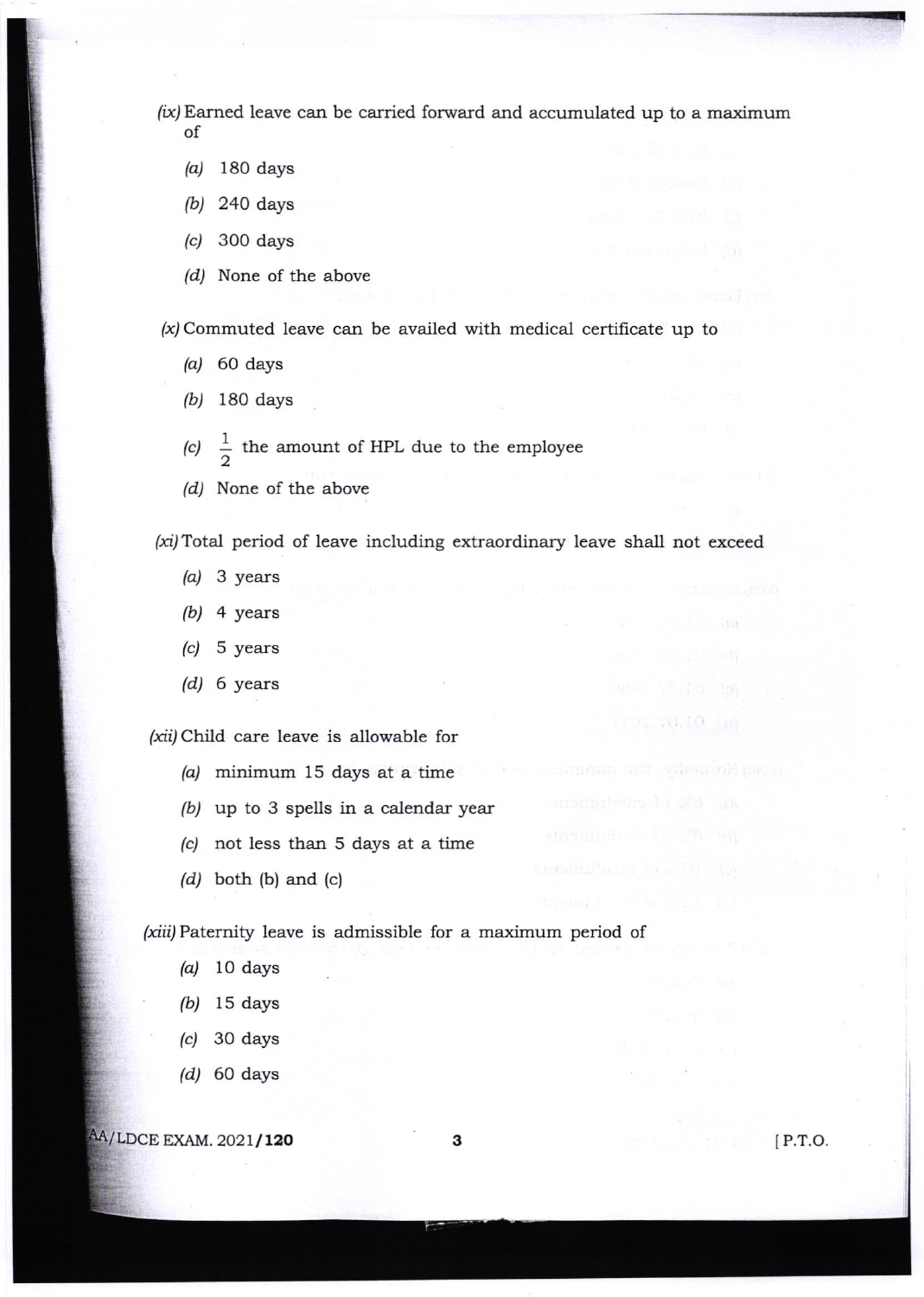*(ix)* Earned leave can be carried forward and accumulated up to a maximum of

*(a)* 180 days

*(b)* 240 days

*(c)* 300 days

*(d)* None of the above

*(x)* Commuted leave can be availed with medical certificate up to

*(a)* 60 days

*(b)* 180 days

*(c)* $\frac{1}{2}$ the amount of HPL due to the employee

*(d)* None of the above

*(xi)* Total period of leave including extraordinary leave shall not exceed

*(a)* 3 years

*(b)* 4 years

*(c)* 5 years

*(d)* 6 years

*(xii)* Child care leave is allowable for

*(a)* minimum 15 days at a time

*(b)* up to 3 spells in a calendar year

*(c)* not less than 5 days at a time

*(d)* both (b) and (c)

*(xiii)* Paternity leave is admissible for a maximum period of

*(a)* 10 days

*(b)* 15 days

*(c)* 30 days

*(d)* 60 days

AA/LDCE EXAM. 2021/**120**

[P.T.O.